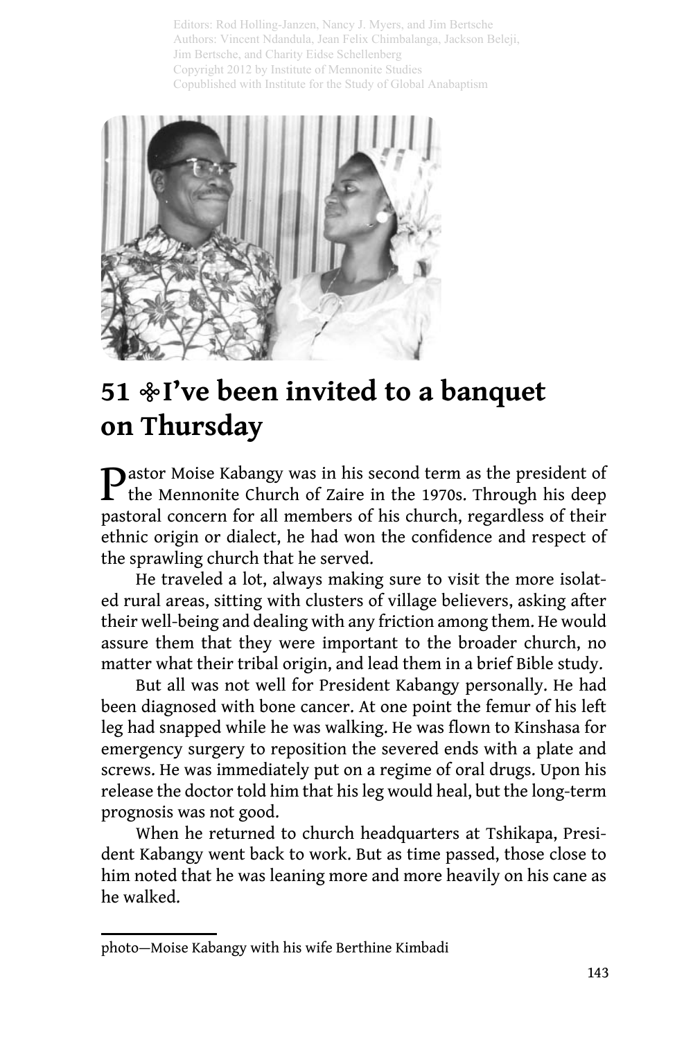Editors: Rod Holling-Janzen, Nancy J. Myers, and Jim Bertsche
Authors: Vincent Ndandula, Jean Felix Chimbalanga, Jackson Beleji, Jim Bertsche, and Charity Eidse Schellenberg
Copyright 2012 by Institute of Mennonite Studies
Copublished with Institute for the Study of Global Anabaptism

# 51 ❈ I've been invited to a banquet on Thursday

Pastor Moise Kabangy was in his second term as the president of the Mennonite Church of Zaire in the 1970s. Through his deep pastoral concern for all members of his church, regardless of their ethnic origin or dialect, he had won the confidence and respect of the sprawling church that he served.

He traveled a lot, always making sure to visit the more isolated rural areas, sitting with clusters of village believers, asking after their well-being and dealing with any friction among them. He would assure them that they were important to the broader church, no matter what their tribal origin, and lead them in a brief Bible study.

But all was not well for President Kabangy personally. He had been diagnosed with bone cancer. At one point the femur of his left leg had snapped while he was walking. He was flown to Kinshasa for emergency surgery to reposition the severed ends with a plate and screws. He was immediately put on a regime of oral drugs. Upon his release the doctor told him that his leg would heal, but the long-term prognosis was not good.

When he returned to church headquarters at Tshikapa, President Kabangy went back to work. But as time passed, those close to him noted that he was leaning more and more heavily on his cane as he walked.

---

photo—Moise Kabangy with his wife Berthine Kimbadi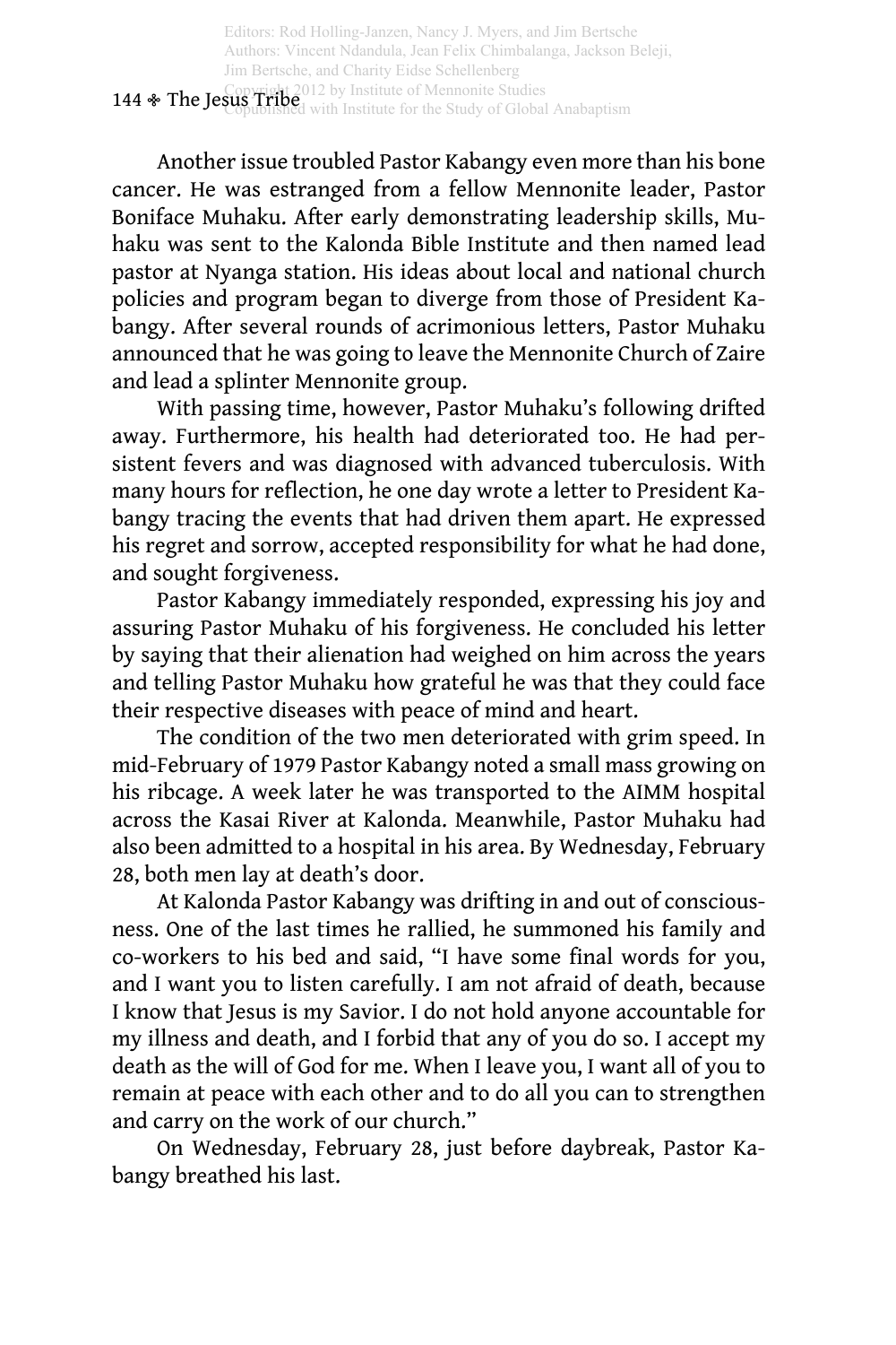Another issue troubled Pastor Kabangy even more than his bone cancer. He was estranged from a fellow Mennonite leader, Pastor Boniface Muhaku. After early demonstrating leadership skills, Muhaku was sent to the Kalonda Bible Institute and then named lead pastor at Nyanga station. His ideas about local and national church policies and program began to diverge from those of President Kabangy. After several rounds of acrimonious letters, Pastor Muhaku announced that he was going to leave the Mennonite Church of Zaire and lead a splinter Mennonite group.

With passing time, however, Pastor Muhaku's following drifted away. Furthermore, his health had deteriorated too. He had persistent fevers and was diagnosed with advanced tuberculosis. With many hours for reflection, he one day wrote a letter to President Kabangy tracing the events that had driven them apart. He expressed his regret and sorrow, accepted responsibility for what he had done, and sought forgiveness.

Pastor Kabangy immediately responded, expressing his joy and assuring Pastor Muhaku of his forgiveness. He concluded his letter by saying that their alienation had weighed on him across the years and telling Pastor Muhaku how grateful he was that they could face their respective diseases with peace of mind and heart.

The condition of the two men deteriorated with grim speed. In mid-February of 1979 Pastor Kabangy noted a small mass growing on his ribcage. A week later he was transported to the AIMM hospital across the Kasai River at Kalonda. Meanwhile, Pastor Muhaku had also been admitted to a hospital in his area. By Wednesday, February 28, both men lay at death's door.

At Kalonda Pastor Kabangy was drifting in and out of consciousness. One of the last times he rallied, he summoned his family and co-workers to his bed and said, "I have some final words for you, and I want you to listen carefully. I am not afraid of death, because I know that Jesus is my Savior. I do not hold anyone accountable for my illness and death, and I forbid that any of you do so. I accept my death as the will of God for me. When I leave you, I want all of you to remain at peace with each other and to do all you can to strengthen and carry on the work of our church."

On Wednesday, February 28, just before daybreak, Pastor Kabangy breathed his last.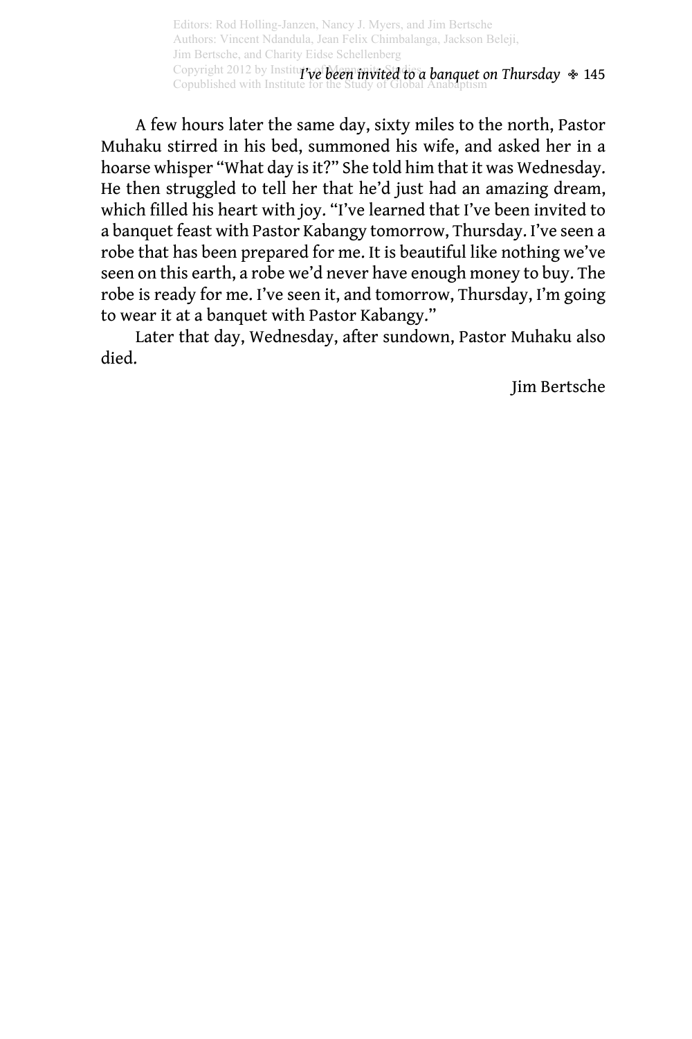A few hours later the same day, sixty miles to the north, Pastor Muhaku stirred in his bed, summoned his wife, and asked her in a hoarse whisper "What day is it?" She told him that it was Wednesday. He then struggled to tell her that he'd just had an amazing dream, which filled his heart with joy. "I've learned that I've been invited to a banquet feast with Pastor Kabangy tomorrow, Thursday. I've seen a robe that has been prepared for me. It is beautiful like nothing we've seen on this earth, a robe we'd never have enough money to buy. The robe is ready for me. I've seen it, and tomorrow, Thursday, I'm going to wear it at a banquet with Pastor Kabangy."

Later that day, Wednesday, after sundown, Pastor Muhaku also died.

Jim Bertsche